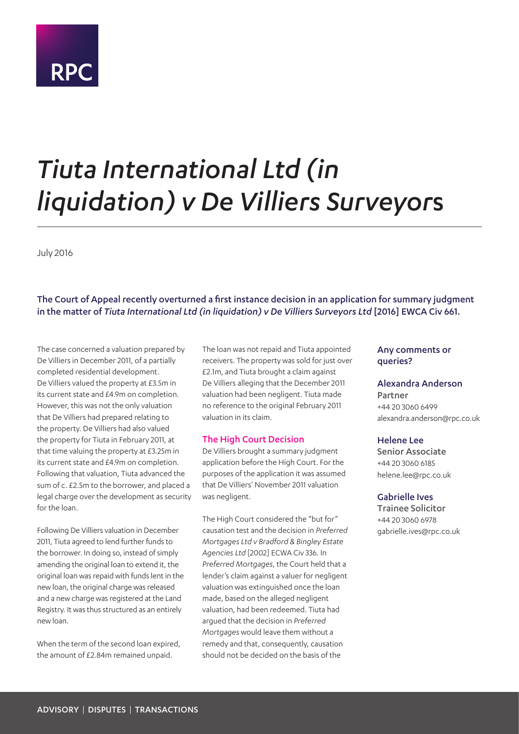RPC

# *Tiuta International Ltd (in liquidation) v De Villiers Surveyors*

July 2016

**The Court of Appeal recently overturned a first instance decision in an application for summary judgment in the matter of *Tiuta International Ltd (in liquidation) v De Villiers Surveyors Ltd* [2016] EWCA Civ 661.**

The case concerned a valuation prepared by De Villiers in December 2011, of a partially completed residential development. De Villiers valued the property at £3.5m in its current state and £4.9m on completion. However, this was not the only valuation that De Villiers had prepared relating to the property. De Villiers had also valued the property for Tiuta in February 2011, at that time valuing the property at £3.25m in its current state and £4.9m on completion. Following that valuation, Tiuta advanced the sum of c. £2.5m to the borrower, and placed a legal charge over the development as security for the loan.

Following De Villiers valuation in December 2011, Tiuta agreed to lend further funds to the borrower. In doing so, instead of simply amending the original loan to extend it, the original loan was repaid with funds lent in the new loan, the original charge was released and a new charge was registered at the Land Registry. It was thus structured as an entirely new loan.

When the term of the second loan expired, the amount of £2.84m remained unpaid.

The loan was not repaid and Tiuta appointed receivers. The property was sold for just over £2.1m, and Tiuta brought a claim against De Villiers alleging that the December 2011 valuation had been negligent. Tiuta made no reference to the original February 2011 valuation in its claim.

## The High Court Decision

De Villiers brought a summary judgment application before the High Court. For the purposes of the application it was assumed that De Villiers' November 2011 valuation was negligent.

The High Court considered the "but for" causation test and the decision in *Preferred Mortgages Ltd v Bradford & Bingley Estate Agencies Ltd* [2002] ECWA Civ 336. In *Preferred Mortgages*, the Court held that a lender's claim against a valuer for negligent valuation was extinguished once the loan made, based on the alleged negligent valuation, had been redeemed. Tiuta had argued that the decision in *Preferred Mortgages* would leave them without a remedy and that, consequently, causation should not be decided on the basis of the

### Any comments or queries?

**Alexandra Anderson**
Partner
+44 20 3060 6499
alexandra.anderson@rpc.co.uk

**Helene Lee**
Senior Associate
+44 20 3060 6185
helene.lee@rpc.co.uk

**Gabrielle Ives**
Trainee Solicitor
+44 20 3060 6978
gabrielle.ives@rpc.co.uk

ADVISORY | DISPUTES | TRANSACTIONS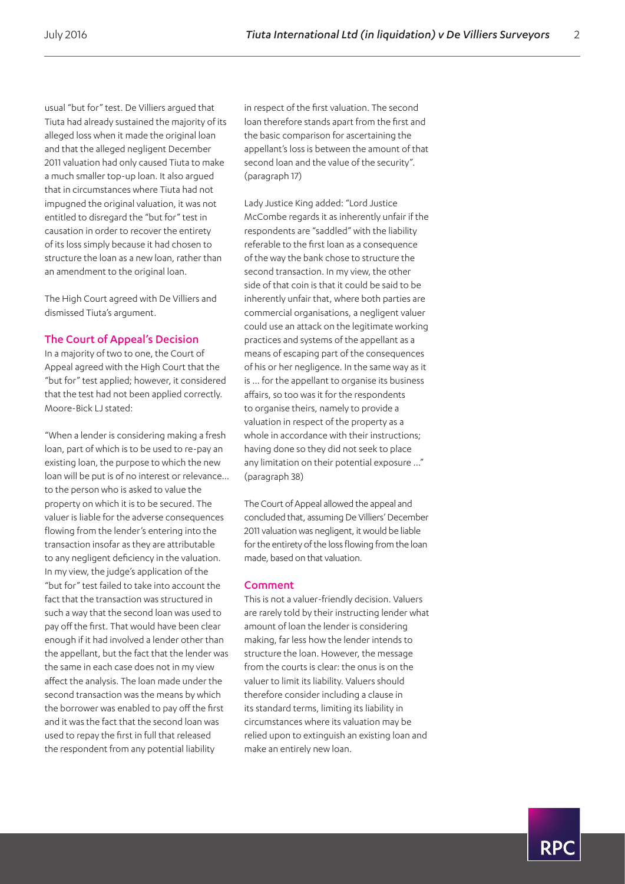usual "but for" test. De Villiers argued that Tiuta had already sustained the majority of its alleged loss when it made the original loan and that the alleged negligent December 2011 valuation had only caused Tiuta to make a much smaller top-up loan. It also argued that in circumstances where Tiuta had not impugned the original valuation, it was not entitled to disregard the "but for" test in causation in order to recover the entirety of its loss simply because it had chosen to structure the loan as a new loan, rather than an amendment to the original loan.

The High Court agreed with De Villiers and dismissed Tiuta's argument.

## The Court of Appeal's Decision

In a majority of two to one, the Court of Appeal agreed with the High Court that the "but for" test applied; however, it considered that the test had not been applied correctly. Moore-Bick LJ stated:

"When a lender is considering making a fresh loan, part of which is to be used to re-pay an existing loan, the purpose to which the new loan will be put is of no interest or relevance... to the person who is asked to value the property on which it is to be secured. The valuer is liable for the adverse consequences flowing from the lender's entering into the transaction insofar as they are attributable to any negligent deficiency in the valuation. In my view, the judge's application of the "but for" test failed to take into account the fact that the transaction was structured in such a way that the second loan was used to pay off the first. That would have been clear enough if it had involved a lender other than the appellant, but the fact that the lender was the same in each case does not in my view affect the analysis. The loan made under the second transaction was the means by which the borrower was enabled to pay off the first and it was the fact that the second loan was used to repay the first in full that released the respondent from any potential liability in respect of the first valuation. The second loan therefore stands apart from the first and the basic comparison for ascertaining the appellant's loss is between the amount of that second loan and the value of the security". (paragraph 17)

Lady Justice King added: "Lord Justice McCombe regards it as inherently unfair if the respondents are "saddled" with the liability referable to the first loan as a consequence of the way the bank chose to structure the second transaction. In my view, the other side of that coin is that it could be said to be inherently unfair that, where both parties are commercial organisations, a negligent valuer could use an attack on the legitimate working practices and systems of the appellant as a means of escaping part of the consequences of his or her negligence. In the same way as it is ... for the appellant to organise its business affairs, so too was it for the respondents to organise theirs, namely to provide a valuation in respect of the property as a whole in accordance with their instructions; having done so they did not seek to place any limitation on their potential exposure ..." (paragraph 38)

The Court of Appeal allowed the appeal and concluded that, assuming De Villiers' December 2011 valuation was negligent, it would be liable for the entirety of the loss flowing from the loan made, based on that valuation.

## Comment

This is not a valuer-friendly decision. Valuers are rarely told by their instructing lender what amount of loan the lender is considering making, far less how the lender intends to structure the loan. However, the message from the courts is clear: the onus is on the valuer to limit its liability. Valuers should therefore consider including a clause in its standard terms, limiting its liability in circumstances where its valuation may be relied upon to extinguish an existing loan and make an entirely new loan.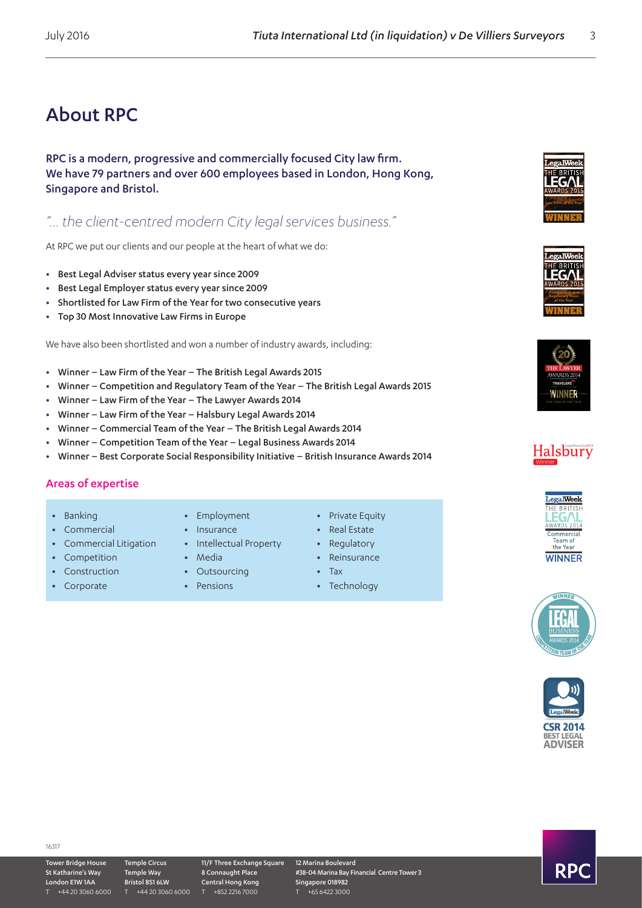# About RPC

**RPC is a modern, progressive and commercially focused City law firm. We have 79 partners and over 600 employees based in London, Hong Kong, Singapore and Bristol.**

*"... the client-centred modern City legal services business."*

At RPC we put our clients and our people at the heart of what we do:

- Best Legal Adviser status every year since 2009
- Best Legal Employer status every year since 2009
- Shortlisted for Law Firm of the Year for two consecutive years
- Top 30 Most Innovative Law Firms in Europe

We have also been shortlisted and won a number of industry awards, including:

- Winner – Law Firm of the Year – The British Legal Awards 2015
- Winner – Competition and Regulatory Team of the Year – The British Legal Awards 2015
- Winner – Law Firm of the Year – The Lawyer Awards 2014
- Winner – Law Firm of the Year – Halsbury Legal Awards 2014
- Winner – Commercial Team of the Year – The British Legal Awards 2014
- Winner – Competition Team of the Year – Legal Business Awards 2014
- Winner – Best Corporate Social Responsibility Initiative – British Insurance Awards 2014

## Areas of expertise

- Banking
- Commercial
- Commercial Litigation
- Competition
- Construction
- Corporate
- Employment
- Insurance
- Intellectual Property
- Media
- Outsourcing
- Pensions
- Private Equity
- Real Estate
- Regulatory
- Reinsurance
- Tax
- Technology

16317

Tower Bridge House
St Katharine's Way
London E1W 1AA
T +44 20 3060 6000

Temple Circus
Temple Way
Bristol BS1 6LW
T +44 20 3060 6000

11/F Three Exchange Square
8 Connaught Place
Central Hong Kong
T +852 2216 7000

12 Marina Boulevard
#38-04 Marina Bay Financial Centre Tower 3
Singapore 018982
T +65 6422 3000